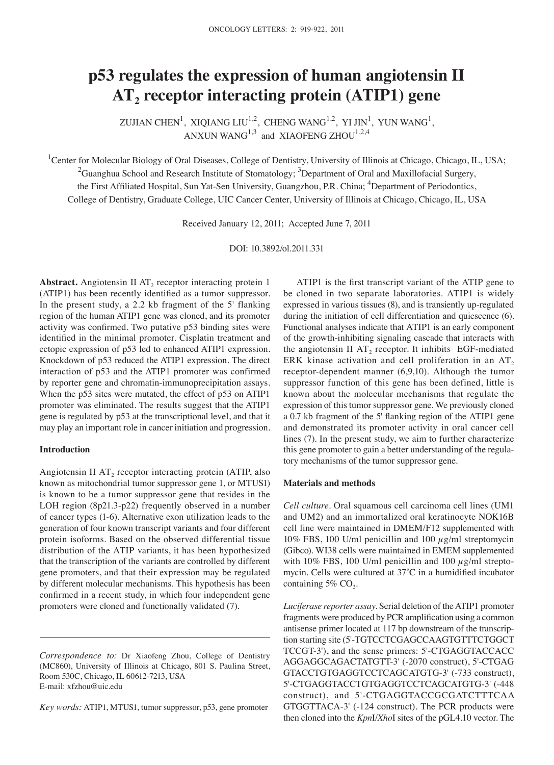# p53 regulates the expression of human angiotensin II $AT_2$ receptor interacting protein (ATIP1) gene

ZUJIAN CHEN[1], XIQIANG LIU[1,2], CHENG WANG[1,2], YI JIN[1], YUN WANG[1], ANXUN WANG[1,3] and XIAOFENG ZHOU[1,2,4]

[1]Center for Molecular Biology of Oral Diseases, College of Dentistry, University of Illinois at Chicago, Chicago, IL, USA; [2]Guanghua School and Research Institute of Stomatology; [3]Department of Oral and Maxillofacial Surgery, the First Affiliated Hospital, Sun Yat-Sen University, Guangzhou, P.R. China; [4]Department of Periodontics, College of Dentistry, Graduate College, UIC Cancer Center, University of Illinois at Chicago, Chicago, IL, USA

Received January 12, 2011; Accepted June 7, 2011

DOI: 10.3892/ol.2011.331

**Abstract.** Angiotensin II $AT_2$ receptor interacting protein 1 (ATIP1) has been recently identified as a tumor suppressor. In the present study, a 2.2 kb fragment of the 5' flanking region of the human ATIP1 gene was cloned, and its promoter activity was confirmed. Two putative p53 binding sites were identified in the minimal promoter. Cisplatin treatment and ectopic expression of p53 led to enhanced ATIP1 expression. Knockdown of p53 reduced the ATIP1 expression. The direct interaction of p53 and the ATIP1 promoter was confirmed by reporter gene and chromatin-immunoprecipitation assays. When the p53 sites were mutated, the effect of p53 on ATIP1 promoter was eliminated. The results suggest that the ATIP1 gene is regulated by p53 at the transcriptional level, and that it may play an important role in cancer initiation and progression.

## Introduction

Angiotensin II $AT_2$ receptor interacting protein (ATIP, also known as mitochondrial tumor suppressor gene 1, or MTUS1) is known to be a tumor suppressor gene that resides in the LOH region (8p21.3-p22) frequently observed in a number of cancer types (1-6). Alternative exon utilization leads to the generation of four known transcript variants and four different protein isoforms. Based on the observed differential tissue distribution of the ATIP variants, it has been hypothesized that the transcription of the variants are controlled by different gene promoters, and that their expression may be regulated by different molecular mechanisms. This hypothesis has been confirmed in a recent study, in which four independent gene promoters were cloned and functionally validated (7).

ATIP1 is the first transcript variant of the ATIP gene to be cloned in two separate laboratories. ATIP1 is widely expressed in various tissues (8), and is transiently up-regulated during the initiation of cell differentiation and quiescence (6). Functional analyses indicate that ATIP1 is an early component of the growth-inhibiting signaling cascade that interacts with the angiotensin II $AT_2$ receptor. It inhibits EGF-mediated ERK kinase activation and cell proliferation in an $AT_2$ receptor-dependent manner (6,9,10). Although the tumor suppressor function of this gene has been defined, little is known about the molecular mechanisms that regulate the expression of this tumor suppressor gene. We previously cloned a 0.7 kb fragment of the 5' flanking region of the ATIP1 gene and demonstrated its promoter activity in oral cancer cell lines (7). In the present study, we aim to further characterize this gene promoter to gain a better understanding of the regulatory mechanisms of the tumor suppressor gene.

## Materials and methods

*Cell culture.* Oral squamous cell carcinoma cell lines (UM1 and UM2) and an immortalized oral keratinocyte NOK16B cell line were maintained in DMEM/F12 supplemented with 10% FBS, 100 U/ml penicillin and 100 $\mu$g/ml streptomycin (Gibco). WI38 cells were maintained in EMEM supplemented with 10% FBS, 100 U/ml penicillin and 100 $\mu$g/ml streptomycin. Cells were cultured at 37˚C in a humidified incubator containing 5% $CO_2$.

*Luciferase reporter assay.* Serial deletion of the ATIP1 promoter fragments were produced by PCR amplification using a common antisense primer located at 117 bp downstream of the transcription starting site (5'-TGTCCTCGAGCCAAGTGTTTCTGGCT TCCGT-3'), and the sense primers: 5'-CTGAGGTACCACC AGGAGGCAGACTATGTT-3' (-2070 construct), 5'-CTGAG GTACCTGTGAGGTCCTCAGCATGTG-3' (-733 construct), 5'-CTGAGGTACCTGTGAGGTCCTCAGCATGTG-3' (-448 construct), and 5'-CTGAGGTACCGCGATCTTTCAA GTGGTTACA-3' (-124 construct). The PCR products were then cloned into the *Kpn*I/*Xho*I sites of the pGL4.10 vector. The

*Correspondence to:* Dr Xiaofeng Zhou, College of Dentistry (MC860), University of Illinois at Chicago, 801 S. Paulina Street, Room 530C, Chicago, IL 60612-7213, USA
E-mail: xfzhou@uic.edu

*Key words:* ATIP1, MTUS1, tumor suppressor, p53, gene promoter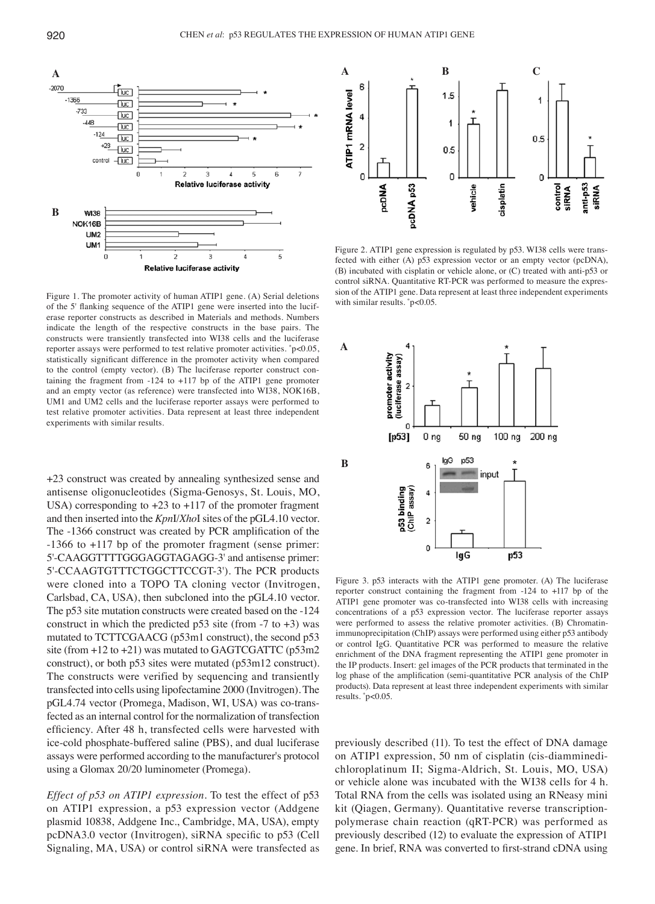Figure 1. The promoter activity of human ATIP1 gene. (A) Serial deletions of the 5' flanking sequence of the ATIP1 gene were inserted into the luciferase reporter constructs as described in Materials and methods. Numbers indicate the length of the respective constructs in the base pairs. The constructs were transiently transfected into WI38 cells and the luciferase reporter assays were performed to test relative promoter activities. *p<0.05, statistically significant difference in the promoter activity when compared to the control (empty vector). (B) The luciferase reporter construct containing the fragment from -124 to +117 bp of the ATIP1 gene promoter and an empty vector (as reference) were transfected into WI38, NOK16B, UM1 and UM2 cells and the luciferase reporter assays were performed to test relative promoter activities. Data represent at least three independent experiments with similar results.

Figure 2. ATIP1 gene expression is regulated by p53. WI38 cells were transfected with either (A) p53 expression vector or an empty vector (pcDNA), (B) incubated with cisplatin or vehicle alone, or (C) treated with anti-p53 or control siRNA. Quantitative RT-PCR was performed to measure the expression of the ATIP1 gene. Data represent at least three independent experiments with similar results. *p<0.05.

Figure 3. p53 interacts with the ATIP1 gene promoter. (A) The luciferase reporter construct containing the fragment from -124 to +117 bp of the ATIP1 gene promoter was co-transfected into WI38 cells with increasing concentrations of a p53 expression vector. The luciferase reporter assays were performed to assess the relative promoter activities. (B) Chromatin-immunoprecipitation (ChIP) assays were performed using either p53 antibody or control IgG. Quantitative PCR was performed to measure the relative enrichment of the DNA fragment representing the ATIP1 gene promoter in the IP products. Insert: gel images of the PCR products that terminated in the log phase of the amplification (semi-quantitative PCR analysis of the ChIP products). Data represent at least three independent experiments with similar results. *p<0.05.

+23 construct was created by annealing synthesized sense and antisense oligonucleotides (Sigma-Genosys, St. Louis, MO, USA) corresponding to +23 to +117 of the promoter fragment and then inserted into the *Kpn*I/*Xho*I sites of the pGL4.10 vector. The -1366 construct was created by PCR amplification of the -1366 to +117 bp of the promoter fragment (sense primer: 5'-CAAGGTTTTGGGAGGTAGAGG-3' and antisense primer: 5'-CCAAGTGTTTCTGGCTTCCGT-3'). The PCR products were cloned into a TOPO TA cloning vector (Invitrogen, Carlsbad, CA, USA), then subcloned into the pGL4.10 vector. The p53 site mutation constructs were created based on the -124 construct in which the predicted p53 site (from -7 to +3) was mutated to TCTTCGAACG (p53m1 construct), the second p53 site (from +12 to +21) was mutated to GAGTCGATTC (p53m2 construct), or both p53 sites were mutated (p53m12 construct). The constructs were verified by sequencing and transiently transfected into cells using lipofectamine 2000 (Invitrogen). The pGL4.74 vector (Promega, Madison, WI, USA) was co-transfected as an internal control for the normalization of transfection efficiency. After 48 h, transfected cells were harvested with ice-cold phosphate-buffered saline (PBS), and dual luciferase assays were performed according to the manufacturer's protocol using a Glomax 20/20 luminometer (Promega).

*Effect of p53 on ATIP1 expression.* To test the effect of p53 on ATIP1 expression, a p53 expression vector (Addgene plasmid 10838, Addgene Inc., Cambridge, MA, USA), empty pcDNA3.0 vector (Invitrogen), siRNA specific to p53 (Cell Signaling, MA, USA) or control siRNA were transfected as previously described (11). To test the effect of DNA damage on ATIP1 expression, 50 nm of cisplatin (cis-diamminedichloroplatinum II; Sigma-Aldrich, St. Louis, MO, USA) or vehicle alone was incubated with the WI38 cells for 4 h. Total RNA from the cells was isolated using an RNeasy mini kit (Qiagen, Germany). Quantitative reverse transcription-polymerase chain reaction (qRT-PCR) was performed as previously described (12) to evaluate the expression of ATIP1 gene. In brief, RNA was converted to first-strand cDNA using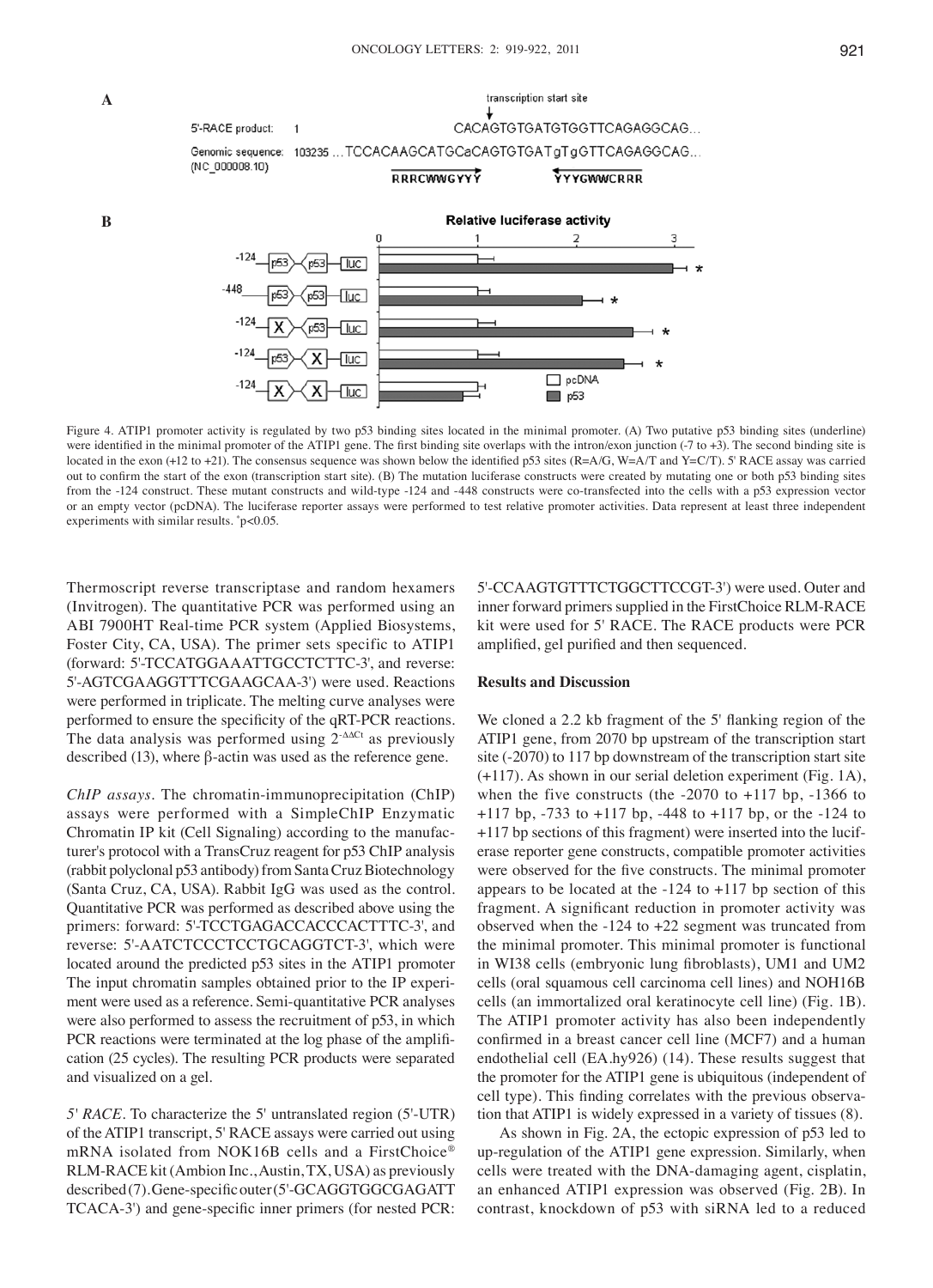Figure 4. ATIP1 promoter activity is regulated by two p53 binding sites located in the minimal promoter. (A) Two putative p53 binding sites (underline) were identified in the minimal promoter of the ATIP1 gene. The first binding site overlaps with the intron/exon junction (-7 to +3). The second binding site is located in the exon (+12 to +21). The consensus sequence was shown below the identified p53 sites (R=A/G, W=A/T and Y=C/T). 5' RACE assay was carried out to confirm the start of the exon (transcription start site). (B) The mutation luciferase constructs were created by mutating one or both p53 binding sites from the -124 construct. These mutant constructs and wild-type -124 and -448 constructs were co-transfected into the cells with a p53 expression vector or an empty vector (pcDNA). The luciferase reporter assays were performed to test relative promoter activities. Data represent at least three independent experiments with similar results. *p<0.05.

Thermoscript reverse transcriptase and random hexamers (Invitrogen). The quantitative PCR was performed using an ABI 7900HT Real-time PCR system (Applied Biosystems, Foster City, CA, USA). The primer sets specific to ATIP1 (forward: 5'-TCCATGGAAATTGCCTCTTC-3', and reverse: 5'-AGTCGAAGGTTTCGAAGCAA-3') were used. Reactions were performed in triplicate. The melting curve analyses were performed to ensure the specificity of the qRT-PCR reactions. The data analysis was performed using $2^{-\Delta\Delta Ct}$ as previously described (13), where β-actin was used as the reference gene.

*ChIP assays*. The chromatin-immunoprecipitation (ChIP) assays were performed with a SimpleChIP Enzymatic Chromatin IP kit (Cell Signaling) according to the manufacturer's protocol with a TransCruz reagent for p53 ChIP analysis (rabbit polyclonal p53 antibody) from Santa Cruz Biotechnology (Santa Cruz, CA, USA). Rabbit IgG was used as the control. Quantitative PCR was performed as described above using the primers: forward: 5'-TCCTGAGACCACCCACTTTC-3', and reverse: 5'-AATCTCCCTCCTGCAGGTCT-3', which were located around the predicted p53 sites in the ATIP1 promoter The input chromatin samples obtained prior to the IP experiment were used as a reference. Semi-quantitative PCR analyses were also performed to assess the recruitment of p53, in which PCR reactions were terminated at the log phase of the amplification (25 cycles). The resulting PCR products were separated and visualized on a gel.

*5' RACE*. To characterize the 5' untranslated region (5'-UTR) of the ATIP1 transcript, 5' RACE assays were carried out using mRNA isolated from NOK16B cells and a FirstChoice® RLM-RACE kit (Ambion Inc., Austin, TX, USA) as previously described (7). Gene-specific outer (5'-GCAGGTGGCGAGATTTCACA-3') and gene-specific inner primers (for nested PCR: 5'-CCAAGTGTTTCTGGCTTCCGT-3') were used. Outer and inner forward primers supplied in the FirstChoice RLM-RACE kit were used for 5' RACE. The RACE products were PCR amplified, gel purified and then sequenced.

## Results and Discussion

We cloned a 2.2 kb fragment of the 5' flanking region of the ATIP1 gene, from 2070 bp upstream of the transcription start site (-2070) to 117 bp downstream of the transcription start site (+117). As shown in our serial deletion experiment (Fig. 1A), when the five constructs (the -2070 to +117 bp, -1366 to +117 bp, -733 to +117 bp, -448 to +117 bp, or the -124 to +117 bp sections of this fragment) were inserted into the luciferase reporter gene constructs, compatible promoter activities were observed for the five constructs. The minimal promoter appears to be located at the -124 to +117 bp section of this fragment. A significant reduction in promoter activity was observed when the -124 to +22 segment was truncated from the minimal promoter. This minimal promoter is functional in WI38 cells (embryonic lung fibroblasts), UM1 and UM2 cells (oral squamous cell carcinoma cell lines) and NOH16B cells (an immortalized oral keratinocyte cell line) (Fig. 1B). The ATIP1 promoter activity has also been independently confirmed in a breast cancer cell line (MCF7) and a human endothelial cell (EA.hy926) (14). These results suggest that the promoter for the ATIP1 gene is ubiquitous (independent of cell type). This finding correlates with the previous observation that ATIP1 is widely expressed in a variety of tissues (8).

As shown in Fig. 2A, the ectopic expression of p53 led to up-regulation of the ATIP1 gene expression. Similarly, when cells were treated with the DNA-damaging agent, cisplatin, an enhanced ATIP1 expression was observed (Fig. 2B). In contrast, knockdown of p53 with siRNA led to a reduced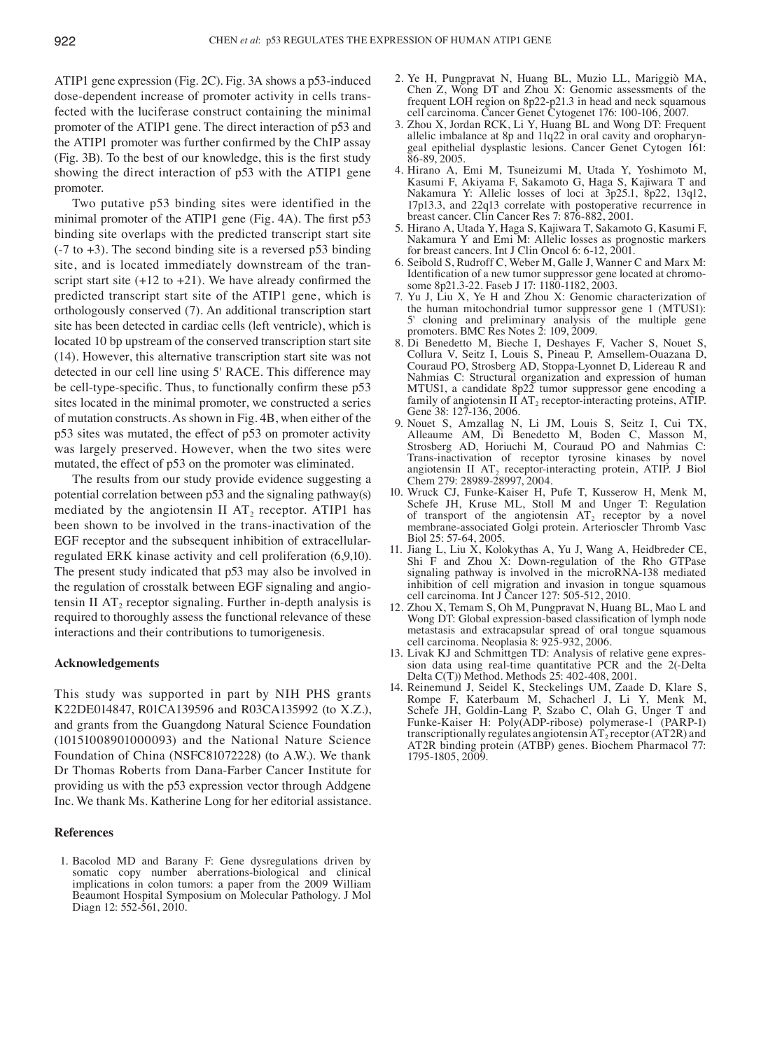ATIP1 gene expression (Fig. 2C). Fig. 3A shows a p53-induced dose-dependent increase of promoter activity in cells transfected with the luciferase construct containing the minimal promoter of the ATIP1 gene. The direct interaction of p53 and the ATIP1 promoter was further confirmed by the ChIP assay (Fig. 3B). To the best of our knowledge, this is the first study showing the direct interaction of p53 with the ATIP1 gene promoter.

Two putative p53 binding sites were identified in the minimal promoter of the ATIP1 gene (Fig. 4A). The first p53 binding site overlaps with the predicted transcript start site (-7 to +3). The second binding site is a reversed p53 binding site, and is located immediately downstream of the transcript start site (+12 to +21). We have already confirmed the predicted transcript start site of the ATIP1 gene, which is orthologously conserved (7). An additional transcription start site has been detected in cardiac cells (left ventricle), which is located 10 bp upstream of the conserved transcription start site (14). However, this alternative transcription start site was not detected in our cell line using 5' RACE. This difference may be cell-type-specific. Thus, to functionally confirm these p53 sites located in the minimal promoter, we constructed a series of mutation constructs. As shown in Fig. 4B, when either of the p53 sites was mutated, the effect of p53 on promoter activity was largely preserved. However, when the two sites were mutated, the effect of p53 on the promoter was eliminated.

The results from our study provide evidence suggesting a potential correlation between p53 and the signaling pathway(s) mediated by the angiotensin II $AT_2$ receptor. ATIP1 has been shown to be involved in the trans-inactivation of the EGF receptor and the subsequent inhibition of extracellular-regulated ERK kinase activity and cell proliferation (6,9,10). The present study indicated that p53 may also be involved in the regulation of crosstalk between EGF signaling and angiotensin II $AT_2$ receptor signaling. Further in-depth analysis is required to thoroughly assess the functional relevance of these interactions and their contributions to tumorigenesis.

## Acknowledgements

This study was supported in part by NIH PHS grants K22DE014847, R01CA139596 and R03CA135992 (to X.Z.), and grants from the Guangdong Natural Science Foundation (10151008901000093) and the National Nature Science Foundation of China (NSFC81072228) (to A.W.). We thank Dr Thomas Roberts from Dana-Farber Cancer Institute for providing us with the p53 expression vector through Addgene Inc. We thank Ms. Katherine Long for her editorial assistance.

## References

1. Bacolod MD and Barany F: Gene dysregulations driven by somatic copy number aberrations-biological and clinical implications in colon tumors: a paper from the 2009 William Beaumont Hospital Symposium on Molecular Pathology. J Mol Diagn 12: 552-561, 2010.
2. Ye H, Pungpravat N, Huang BL, Muzio LL, Mariggiò MA, Chen Z, Wong DT and Zhou X: Genomic assessments of the frequent LOH region on 8p22-p21.3 in head and neck squamous cell carcinoma. Cancer Genet Cytogenet 176: 100-106, 2007.
3. Zhou X, Jordan RCK, Li Y, Huang BL and Wong DT: Frequent allelic imbalance at 8p and 11q22 in oral cavity and oropharyngeal epithelial dysplastic lesions. Cancer Genet Cytogen 161: 86-89, 2005.
4. Hirano A, Emi M, Tsuneizumi M, Utada Y, Yoshimoto M, Kasumi F, Akiyama F, Sakamoto G, Haga S, Kajiwara T and Nakamura Y: Allelic losses of loci at 3p25.1, 8p22, 13q12, 17p13.3, and 22q13 correlate with postoperative recurrence in breast cancer. Clin Cancer Res 7: 876-882, 2001.
5. Hirano A, Utada Y, Haga S, Kajiwara T, Sakamoto G, Kasumi F, Nakamura Y and Emi M: Allelic losses as prognostic markers for breast cancers. Int J Clin Oncol 6: 6-12, 2001.
6. Seibold S, Rudroff C, Weber M, Galle J, Wanner C and Marx M: Identification of a new tumor suppressor gene located at chromosome 8p21.3-22. Faseb J 17: 1180-1182, 2003.
7. Yu J, Liu X, Ye H and Zhou X: Genomic characterization of the human mitochondrial tumor suppressor gene 1 (MTUS1): 5' cloning and preliminary analysis of the multiple gene promoters. BMC Res Notes 2: 109, 2009.
8. Di Benedetto M, Bieche I, Deshayes F, Vacher S, Nouet S, Collura V, Seitz I, Louis S, Pineau P, Amsellem-Ouazana D, Couraud PO, Strosberg AD, Stoppa-Lyonnet D, Lidereau R and Nahmias C: Structural organization and expression of human MTUS1, a candidate 8p22 tumor suppressor gene encoding a family of angiotensin II $AT_2$ receptor-interacting proteins, ATIP. Gene 38: 127-136, 2006.
9. Nouet S, Amzallag N, Li JM, Louis S, Seitz I, Cui TX, Alleaume AM, Di Benedetto M, Boden C, Masson M, Strosberg AD, Horiuchi M, Couraud PO and Nahmias C: Trans-inactivation of receptor tyrosine kinases by novel angiotensin II $AT_2$ receptor-interacting protein, ATIP. J Biol Chem 279: 28989-28997, 2004.
10. Wruck CJ, Funke-Kaiser H, Pufe T, Kusserow H, Menk M, Schefe JH, Kruse ML, Stoll M and Unger T: Regulation of transport of the angiotensin $AT_2$ receptor by a novel membrane-associated Golgi protein. Arterioscler Thromb Vasc Biol 25: 57-64, 2005.
11. Jiang L, Liu X, Kolokythas A, Yu J, Wang A, Heidbreder CE, Shi F and Zhou X: Down-regulation of the Rho GTPase signaling pathway is involved in the microRNA-138 mediated inhibition of cell migration and invasion in tongue squamous cell carcinoma. Int J Cancer 127: 505-512, 2010.
12. Zhou X, Temam S, Oh M, Pungpravat N, Huang BL, Mao L and Wong DT: Global expression-based classification of lymph node metastasis and extracapsular spread of oral tongue squamous cell carcinoma. Neoplasia 8: 925-932, 2006.
13. Livak KJ and Schmittgen TD: Analysis of relative gene expression data using real-time quantitative PCR and the 2(-Delta Delta C(T)) Method. Methods 25: 402-408, 2001.
14. Reinemund J, Seidel K, Steckelings UM, Zaade D, Klare S, Rompe F, Katerbaum M, Schacherl J, Li Y, Menk M, Schefe JH, Goldin-Lang P, Szabo C, Olah G, Unger T and Funke-Kaiser H: Poly(ADP-ribose) polymerase-1 (PARP-1) transcriptionally regulates angiotensin $AT_2$ receptor (AT2R) and AT2R binding protein (ATBP) genes. Biochem Pharmacol 77: 1795-1805, 2009.